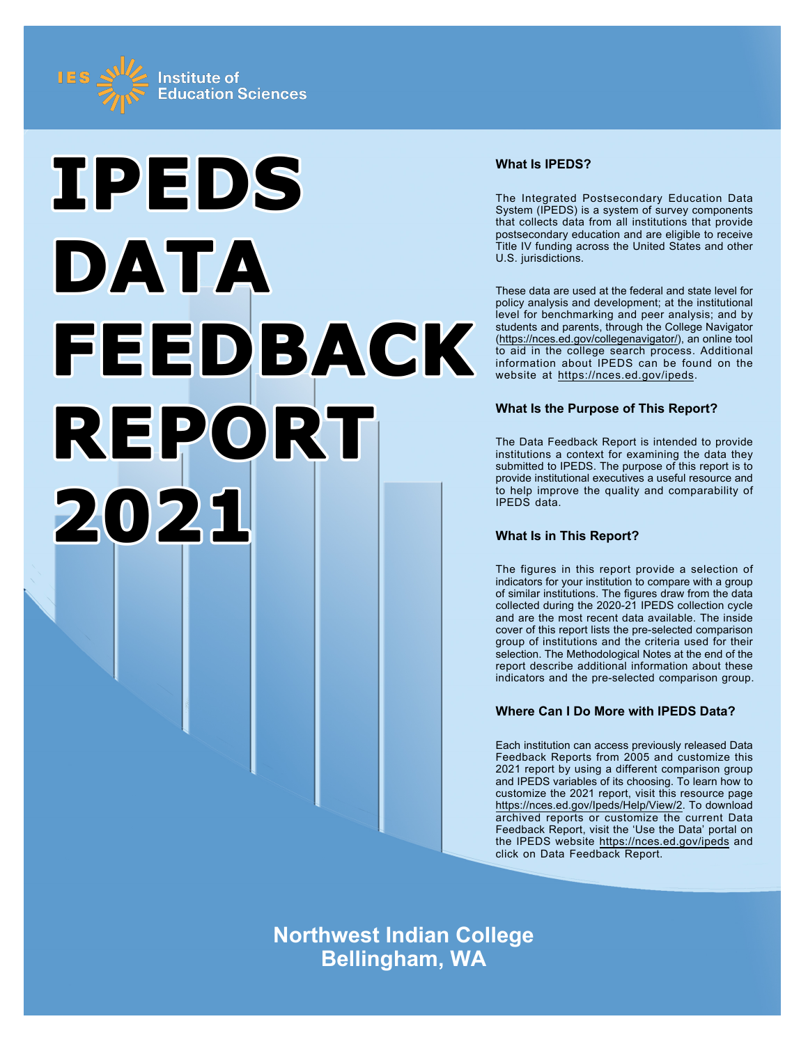IES Institute of Education Sciences

# IPEDS DATA FEEDBACK REPORT 2021

### What Is IPEDS?

The Integrated Postsecondary Education Data System (IPEDS) is a system of survey components that collects data from all institutions that provide postsecondary education and are eligible to receive Title IV funding across the United States and other U.S. jurisdictions.

These data are used at the federal and state level for policy analysis and development; at the institutional level for benchmarking and peer analysis; and by students and parents, through the College Navigator (https://nces.ed.gov/collegenavigator/), an online tool to aid in the college search process. Additional information about IPEDS can be found on the website at https://nces.ed.gov/ipeds.

### What Is the Purpose of This Report?

The Data Feedback Report is intended to provide institutions a context for examining the data they submitted to IPEDS. The purpose of this report is to provide institutional executives a useful resource and to help improve the quality and comparability of IPEDS data.

### What Is in This Report?

The figures in this report provide a selection of indicators for your institution to compare with a group of similar institutions. The figures draw from the data collected during the 2020-21 IPEDS collection cycle and are the most recent data available. The inside cover of this report lists the pre-selected comparison group of institutions and the criteria used for their selection. The Methodological Notes at the end of the report describe additional information about these indicators and the pre-selected comparison group.

### Where Can I Do More with IPEDS Data?

Each institution can access previously released Data Feedback Reports from 2005 and customize this 2021 report by using a different comparison group and IPEDS variables of its choosing. To learn how to customize the 2021 report, visit this resource page https://nces.ed.gov/Ipeds/Help/View/2. To download archived reports or customize the current Data Feedback Report, visit the 'Use the Data' portal on the IPEDS website https://nces.ed.gov/ipeds and click on Data Feedback Report.

**Northwest Indian College**
**Bellingham, WA**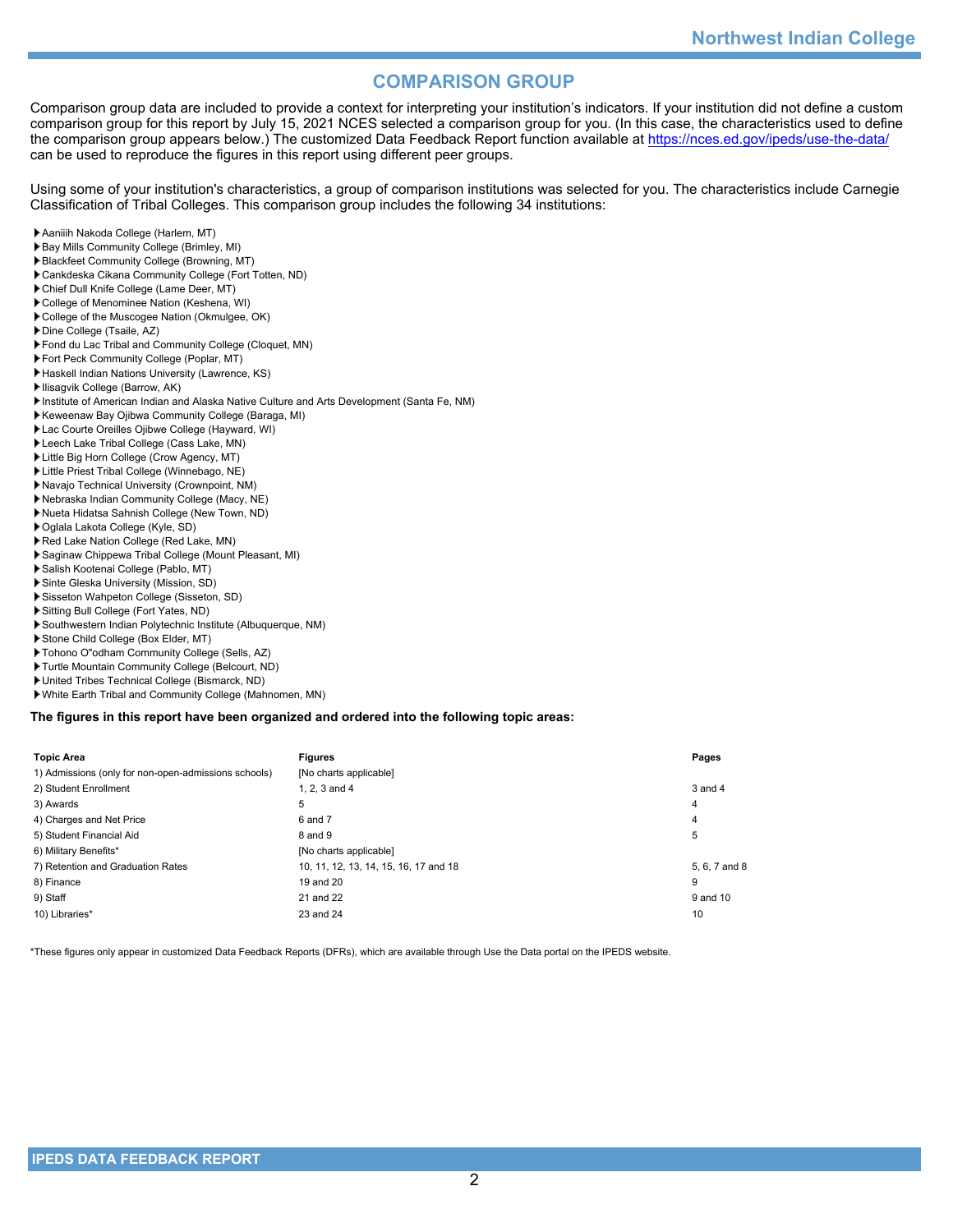## COMPARISON GROUP

Comparison group data are included to provide a context for interpreting your institution's indicators. If your institution did not define a custom comparison group for this report by July 15, 2021 NCES selected a comparison group for you. (In this case, the characteristics used to define the comparison group appears below.) The customized Data Feedback Report function available at https://nces.ed.gov/ipeds/use-the-data/ can be used to reproduce the figures in this report using different peer groups.

Using some of your institution's characteristics, a group of comparison institutions was selected for you. The characteristics include Carnegie Classification of Tribal Colleges. This comparison group includes the following 34 institutions:

- Aaniiih Nakoda College (Harlem, MT)
- Bay Mills Community College (Brimley, MI)
- Blackfeet Community College (Browning, MT)
- Cankdeska Cikana Community College (Fort Totten, ND)
- Chief Dull Knife College (Lame Deer, MT)
- College of Menominee Nation (Keshena, WI)
- College of the Muscogee Nation (Okmulgee, OK)
- Dine College (Tsaile, AZ)
- Fond du Lac Tribal and Community College (Cloquet, MN)
- Fort Peck Community College (Poplar, MT)
- Haskell Indian Nations University (Lawrence, KS)
- Ilisagvik College (Barrow, AK)
- Institute of American Indian and Alaska Native Culture and Arts Development (Santa Fe, NM)
- Keweenaw Bay Ojibwa Community College (Baraga, MI)
- Lac Courte Oreilles Ojibwe College (Hayward, WI)
- Leech Lake Tribal College (Cass Lake, MN)
- Little Big Horn College (Crow Agency, MT)
- Little Priest Tribal College (Winnebago, NE)
- Navajo Technical University (Crownpoint, NM)
- Nebraska Indian Community College (Macy, NE)
- Nueta Hidatsa Sahnish College (New Town, ND)
- Oglala Lakota College (Kyle, SD)
- Red Lake Nation College (Red Lake, MN)
- Saginaw Chippewa Tribal College (Mount Pleasant, MI)
- Salish Kootenai College (Pablo, MT)
- Sinte Gleska University (Mission, SD)
- Sisseton Wahpeton College (Sisseton, SD)
- Sitting Bull College (Fort Yates, ND)
- Southwestern Indian Polytechnic Institute (Albuquerque, NM)
- Stone Child College (Box Elder, MT)
- Tohono O"odham Community College (Sells, AZ)
- Turtle Mountain Community College (Belcourt, ND)
- United Tribes Technical College (Bismarck, ND)
- White Earth Tribal and Community College (Mahnomen, MN)

**The figures in this report have been organized and ordered into the following topic areas:**

| Topic Area | Figures | Pages |
|---|---|---|
| 1) Admissions (only for non-open-admissions schools) | [No charts applicable] | |
| 2) Student Enrollment | 1, 2, 3 and 4 | 3 and 4 |
| 3) Awards | 5 | 4 |
| 4) Charges and Net Price | 6 and 7 | 4 |
| 5) Student Financial Aid | 8 and 9 | 5 |
| 6) Military Benefits* | [No charts applicable] | |
| 7) Retention and Graduation Rates | 10, 11, 12, 13, 14, 15, 16, 17 and 18 | 5, 6, 7 and 8 |
| 8) Finance | 19 and 20 | 9 |
| 9) Staff | 21 and 22 | 9 and 10 |
| 10) Libraries* | 23 and 24 | 10 |

*These figures only appear in customized Data Feedback Reports (DFRs), which are available through Use the Data portal on the IPEDS website.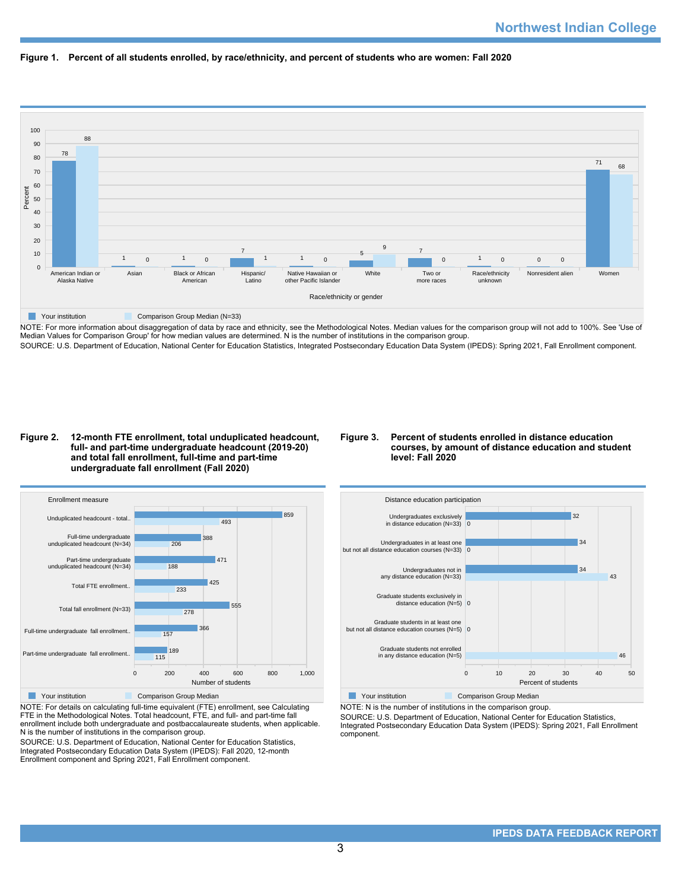Northwest Indian College

**Figure 1. Percent of all students enrolled, by race/ethnicity, and percent of students who are women: Fall 2020**

| Race/ethnicity or gender | Your institution | Comparison Group Median (N=33) |
|---|---|---|
| American Indian or Alaska Native | 78 | 88 |
| Asian | 1 | 0 |
| Black or African American | 1 | 0 |
| Hispanic/ Latino | 7 | 1 |
| Native Hawaiian or other Pacific Islander | 1 | 0 |
| White | 5 | 9 |
| Two or more races | 7 | 0 |
| Race/ethnicity unknown | 1 | 0 |
| Nonresident alien | 0 | 0 |
| Women | 71 | 68 |

NOTE: For more information about disaggregation of data by race and ethnicity, see the Methodological Notes. Median values for the comparison group will not add to 100%. See 'Use of Median Values for Comparison Group' for how median values are determined. N is the number of institutions in the comparison group.
SOURCE: U.S. Department of Education, National Center for Education Statistics, Integrated Postsecondary Education Data System (IPEDS): Spring 2021, Fall Enrollment component.

**Figure 2. 12-month FTE enrollment, total unduplicated headcount, full- and part-time undergraduate headcount (2019-20) and total fall enrollment, full-time and part-time undergraduate fall enrollment (Fall 2020)**

| Enrollment measure | Your institution | Comparison Group Median |
|---|---|---|
| Unduplicated headcount - total.. | 859 | 493 |
| Full-time undergraduate unduplicated headcount (N=34) | 388 | 206 |
| Part-time undergraduate unduplicated headcount (N=34) | 471 | 188 |
| Total FTE enrollment.. | 425 | 233 |
| Total fall enrollment (N=33) | 555 | 278 |
| Full-time undergraduate fall enrollment.. | 366 | 157 |
| Part-time undergraduate fall enrollment.. | 189 | 115 |

NOTE: For details on calculating full-time equivalent (FTE) enrollment, see Calculating FTE in the Methodological Notes. Total headcount, FTE, and full- and part-time fall enrollment include both undergraduate and postbaccalaureate students, when applicable. N is the number of institutions in the comparison group.
SOURCE: U.S. Department of Education, National Center for Education Statistics, Integrated Postsecondary Education Data System (IPEDS): Fall 2020, 12-month Enrollment component and Spring 2021, Fall Enrollment component.

**Figure 3. Percent of students enrolled in distance education courses, by amount of distance education and student level: Fall 2020**

| Distance education participation | Your institution | Comparison Group Median |
|---|---|---|
| Undergraduates exclusively in distance education (N=33) | 32 | 0 |
| Undergraduates in at least one but not all distance education courses (N=33) | 34 | 0 |
| Undergraduates not in any distance education (N=33) | 34 | 43 |
| Graduate students exclusively in distance education (N=5) | | 0 |
| Graduate students in at least one but not all distance education courses (N=5) | | 0 |
| Graduate students not enrolled in any distance education (N=5) | | 46 |

NOTE: N is the number of institutions in the comparison group.
SOURCE: U.S. Department of Education, National Center for Education Statistics, Integrated Postsecondary Education Data System (IPEDS): Spring 2021, Fall Enrollment component.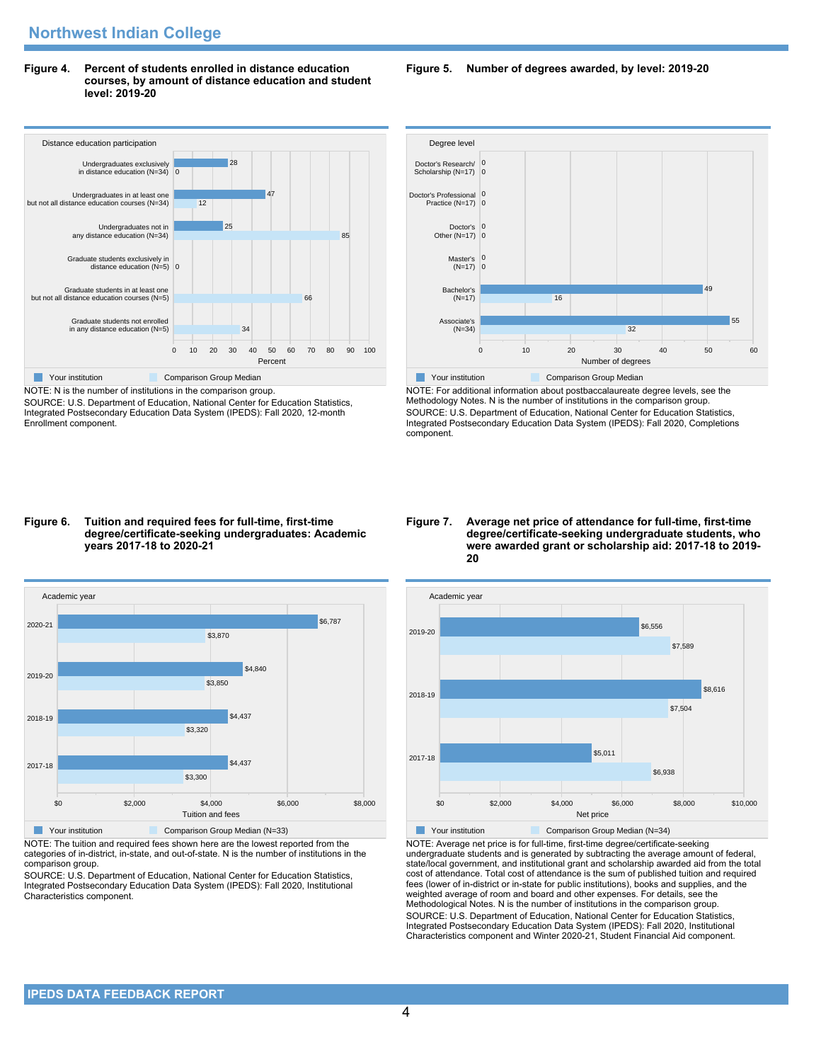## Northwest Indian College

**Figure 4. Percent of students enrolled in distance education courses, by amount of distance education and student level: 2019-20**

| Distance education participation | Your institution | Comparison Group Median |
|---|---|---|
| Undergraduates exclusively in distance education (N=34) | 28 | 0 |
| Undergraduates in at least one but not all distance education courses (N=34) | 47 | 12 |
| Undergraduates not in any distance education (N=34) | 25 | 85 |
| Graduate students exclusively in distance education (N=5) | | 0 |
| Graduate students in at least one but not all distance education courses (N=5) | | 66 |
| Graduate students not enrolled in any distance education (N=5) | | 34 |

NOTE: N is the number of institutions in the comparison group.
SOURCE: U.S. Department of Education, National Center for Education Statistics, Integrated Postsecondary Education Data System (IPEDS): Fall 2020, 12-month Enrollment component.

**Figure 5. Number of degrees awarded, by level: 2019-20**

| Degree level | Your institution | Comparison Group Median |
|---|---|---|
| Doctor's Research/ Scholarship (N=17) | 0 | 0 |
| Doctor's Professional Practice (N=17) | 0 | 0 |
| Doctor's Other (N=17) | 0 | 0 |
| Master's (N=17) | 0 | 0 |
| Bachelor's (N=17) | 49 | 16 |
| Associate's (N=34) | 55 | 32 |

NOTE: For additional information about postbaccalaureate degree levels, see the Methodology Notes. N is the number of institutions in the comparison group.
SOURCE: U.S. Department of Education, National Center for Education Statistics, Integrated Postsecondary Education Data System (IPEDS): Fall 2020, Completions component.

**Figure 6. Tuition and required fees for full-time, first-time degree/certificate-seeking undergraduates: Academic years 2017-18 to 2020-21**

| Academic year | Your institution | Comparison Group Median (N=33) |
|---|---|---|
| 2020-21 | $6,787 | $3,870 |
| 2019-20 | $4,840 | $3,850 |
| 2018-19 | $4,437 | $3,320 |
| 2017-18 | $4,437 | $3,300 |

NOTE: The tuition and required fees shown here are the lowest reported from the categories of in-district, in-state, and out-of-state. N is the number of institutions in the comparison group.
SOURCE: U.S. Department of Education, National Center for Education Statistics, Integrated Postsecondary Education Data System (IPEDS): Fall 2020, Institutional Characteristics component.

**Figure 7. Average net price of attendance for full-time, first-time degree/certificate-seeking undergraduate students, who were awarded grant or scholarship aid: 2017-18 to 2019-20**

| Academic year | Your institution | Comparison Group Median (N=34) |
|---|---|---|
| 2019-20 | $6,556 | $7,589 |
| 2018-19 | $8,616 | $7,504 |
| 2017-18 | $5,011 | $6,938 |

NOTE: Average net price is for full-time, first-time degree/certificate-seeking undergraduate students and is generated by subtracting the average amount of federal, state/local government, and institutional grant and scholarship awarded aid from the total cost of attendance. Total cost of attendance is the sum of published tuition and required fees (lower of in-district or in-state for public institutions), books and supplies, and the weighted average of room and board and other expenses. For details, see the Methodological Notes. N is the number of institutions in the comparison group.
SOURCE: U.S. Department of Education, National Center for Education Statistics, Integrated Postsecondary Education Data System (IPEDS): Fall 2020, Institutional Characteristics component and Winter 2020-21, Student Financial Aid component.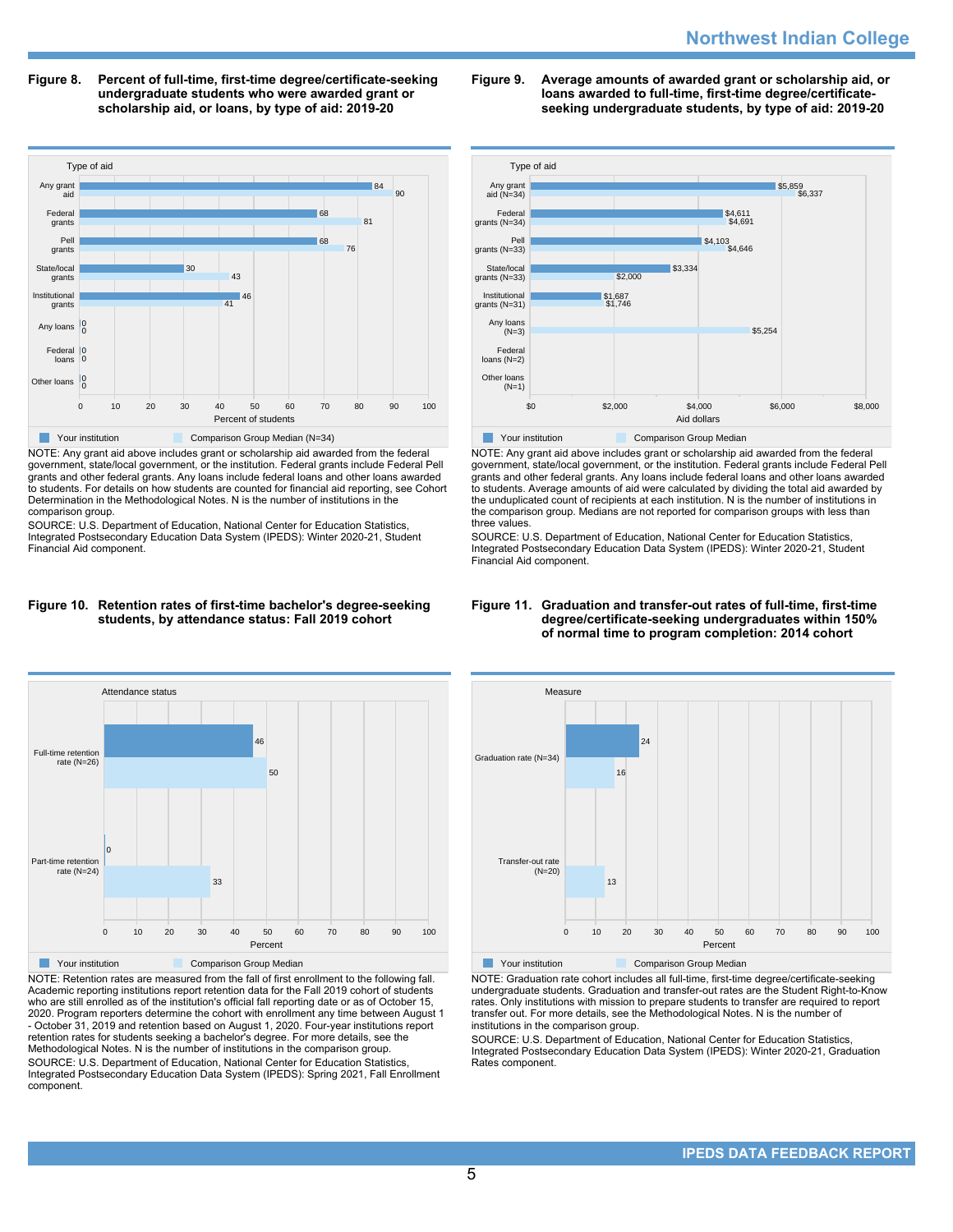**Figure 8. Percent of full-time, first-time degree/certificate-seeking undergraduate students who were awarded grant or scholarship aid, or loans, by type of aid: 2019-20**

| Type of aid | Your institution | Comparison Group Median (N=34) |
|---|---|---|
| Any grant aid | 84 | 90 |
| Federal grants | 68 | 81 |
| Pell grants | 68 | 76 |
| State/local grants | 30 | 43 |
| Institutional grants | 46 | 41 |
| Any loans | 0 | 0 |
| Federal loans | 0 | 0 |
| Other loans | 0 | 0 |

NOTE: Any grant aid above includes grant or scholarship aid awarded from the federal government, state/local government, or the institution. Federal grants include Federal Pell grants and other federal grants. Any loans include federal loans and other loans awarded to students. For details on how students are counted for financial aid reporting, see Cohort Determination in the Methodological Notes. N is the number of institutions in the comparison group.

SOURCE: U.S. Department of Education, National Center for Education Statistics, Integrated Postsecondary Education Data System (IPEDS): Winter 2020-21, Student Financial Aid component.

**Figure 9. Average amounts of awarded grant or scholarship aid, or loans awarded to full-time, first-time degree/certificate-seeking undergraduate students, by type of aid: 2019-20**

| Type of aid | Your institution | Comparison Group Median |
|---|---|---|
| Any grant aid (N=34) | $5,859 | $6,337 |
| Federal grants (N=34) | $4,611 | $4,691 |
| Pell grants (N=33) | $4,103 | $4,646 |
| State/local grants (N=33) | $3,334 | $2,000 |
| Institutional grants (N=31) | $1,687 | $1,746 |
| Any loans (N=3) | | $5,254 |
| Federal loans (N=2) | | |
| Other loans (N=1) | | |

NOTE: Any grant aid above includes grant or scholarship aid awarded from the federal government, state/local government, or the institution. Federal grants include Federal Pell grants and other federal grants. Any loans include federal loans and other loans awarded to students. Average amounts of aid were calculated by dividing the total aid awarded by the unduplicated count of recipients at each institution. N is the number of institutions in the comparison group. Medians are not reported for comparison groups with less than three values.

SOURCE: U.S. Department of Education, National Center for Education Statistics, Integrated Postsecondary Education Data System (IPEDS): Winter 2020-21, Student Financial Aid component.

**Figure 10. Retention rates of first-time bachelor's degree-seeking students, by attendance status: Fall 2019 cohort**

| Attendance status | Your institution | Comparison Group Median |
|---|---|---|
| Full-time retention rate (N=26) | 46 | 50 |
| Part-time retention rate (N=24) | 0 | 33 |

NOTE: Retention rates are measured from the fall of first enrollment to the following fall. Academic reporting institutions report retention data for the Fall 2019 cohort of students who are still enrolled as of the institution's official fall reporting date or as of October 15, 2020. Program reporters determine the cohort with enrollment any time between August 1 - October 31, 2019 and retention based on August 1, 2020. Four-year institutions report retention rates for students seeking a bachelor's degree. For more details, see the Methodological Notes. N is the number of institutions in the comparison group.

SOURCE: U.S. Department of Education, National Center for Education Statistics, Integrated Postsecondary Education Data System (IPEDS): Spring 2021, Fall Enrollment component.

**Figure 11. Graduation and transfer-out rates of full-time, first-time degree/certificate-seeking undergraduates within 150% of normal time to program completion: 2014 cohort**

| Measure | Your institution | Comparison Group Median |
|---|---|---|
| Graduation rate (N=34) | 24 | 16 |
| Transfer-out rate (N=20) | | 13 |

NOTE: Graduation rate cohort includes all full-time, first-time degree/certificate-seeking undergraduate students. Graduation and transfer-out rates are the Student Right-to-Know rates. Only institutions with mission to prepare students to transfer are required to report transfer out. For more details, see the Methodological Notes. N is the number of institutions in the comparison group.

SOURCE: U.S. Department of Education, National Center for Education Statistics, Integrated Postsecondary Education Data System (IPEDS): Winter 2020-21, Graduation Rates component.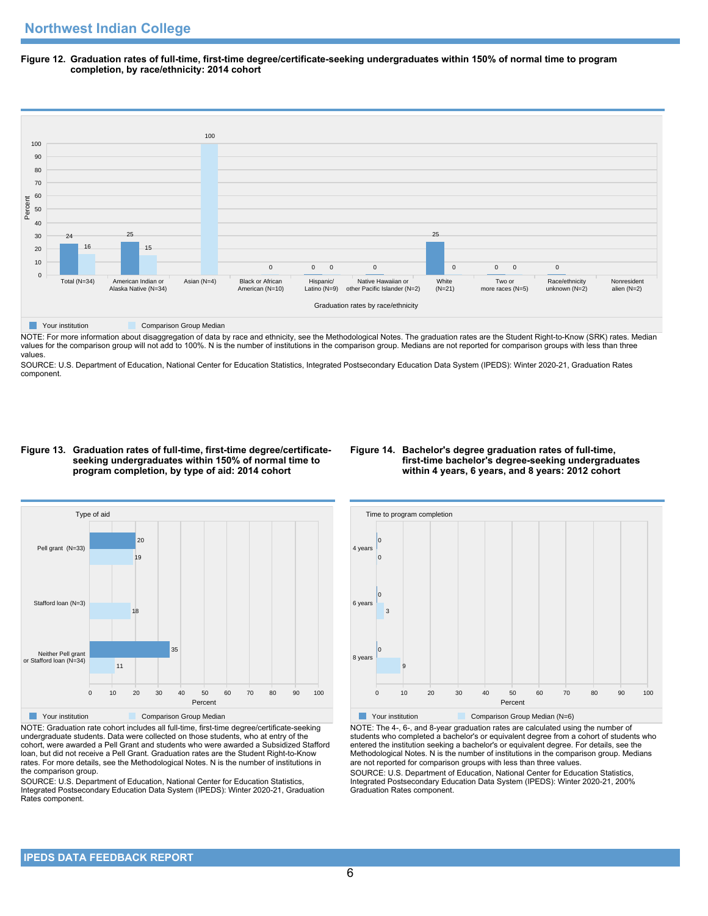## Northwest Indian College

**Figure 12. Graduation rates of full-time, first-time degree/certificate-seeking undergraduates within 150% of normal time to program completion, by race/ethnicity: 2014 cohort**

| Graduation rates by race/ethnicity | Your institution | Comparison Group Median |
|---|---|---|
| Total (N=34) | 24 | 16 |
| American Indian or Alaska Native (N=34) | 25 | 15 |
| Asian (N=4) | | 100 |
| Black or African American (N=10) | | 0 |
| Hispanic/ Latino (N=9) | 0 | 0 |
| Native Hawaiian or other Pacific Islander (N=2) | 0 | |
| White (N=21) | 25 | 0 |
| Two or more races (N=5) | 0 | 0 |
| Race/ethnicity unknown (N=2) | 0 | |
| Nonresident alien (N=2) | | |

NOTE: For more information about disaggregation of data by race and ethnicity, see the Methodological Notes. The graduation rates are the Student Right-to-Know (SRK) rates. Median values for the comparison group will not add to 100%. N is the number of institutions in the comparison group. Medians are not reported for comparison groups with less than three values.

SOURCE: U.S. Department of Education, National Center for Education Statistics, Integrated Postsecondary Education Data System (IPEDS): Winter 2020-21, Graduation Rates component.

**Figure 13. Graduation rates of full-time, first-time degree/certificate-seeking undergraduates within 150% of normal time to program completion, by type of aid: 2014 cohort**

| Type of aid | Your institution | Comparison Group Median |
|---|---|---|
| Pell grant (N=33) | 20 | 19 |
| Stafford loan (N=3) | | 18 |
| Neither Pell grant or Stafford loan (N=34) | 35 | 11 |

NOTE: Graduation rate cohort includes all full-time, first-time degree/certificate-seeking undergraduate students. Data were collected on those students, who at entry of the cohort, were awarded a Pell Grant and students who were awarded a Subsidized Stafford loan, but did not receive a Pell Grant. Graduation rates are the Student Right-to-Know rates. For more details, see the Methodological Notes. N is the number of institutions in the comparison group.

SOURCE: U.S. Department of Education, National Center for Education Statistics, Integrated Postsecondary Education Data System (IPEDS): Winter 2020-21, Graduation Rates component.

**Figure 14. Bachelor's degree graduation rates of full-time, first-time bachelor's degree-seeking undergraduates within 4 years, 6 years, and 8 years: 2012 cohort**

| Time to program completion | Your institution | Comparison Group Median (N=6) |
|---|---|---|
| 4 years | 0 | 0 |
| 6 years | 0 | 3 |
| 8 years | 0 | 9 |

NOTE: The 4-, 6-, and 8-year graduation rates are calculated using the number of students who completed a bachelor's or equivalent degree from a cohort of students who entered the institution seeking a bachelor's or equivalent degree. For details, see the Methodological Notes. N is the number of institutions in the comparison group. Medians are not reported for comparison groups with less than three values.

SOURCE: U.S. Department of Education, National Center for Education Statistics, Integrated Postsecondary Education Data System (IPEDS): Winter 2020-21, 200% Graduation Rates component.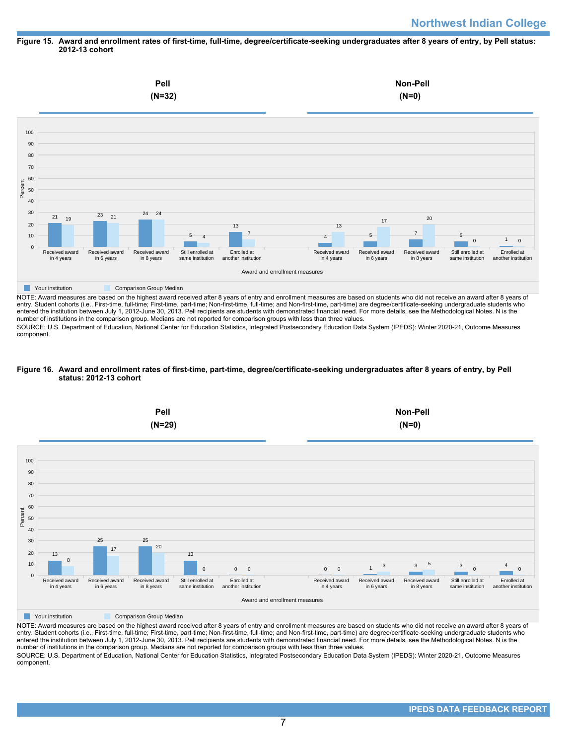## Figure 15. Award and enrollment rates of first-time, full-time, degree/certificate-seeking undergraduates after 8 years of entry, by Pell status: 2012-13 cohort

**Pell (N=32)**

| Award and enrollment measures | Your institution | Comparison Group Median |
|---|---|---|
| Received award in 4 years | 21 | 19 |
| Received award in 6 years | 23 | 21 |
| Received award in 8 years | 24 | 24 |
| Still enrolled at same institution | 5 | 4 |
| Enrolled at another institution | 13 | 7 |

**Non-Pell (N=0)**

| Award and enrollment measures | Your institution | Comparison Group Median |
|---|---|---|
| Received award in 4 years | 4 | 13 |
| Received award in 6 years | 5 | 17 |
| Received award in 8 years | 7 | 20 |
| Still enrolled at same institution | 5 | 0 |
| Enrolled at another institution | 1 | 0 |

NOTE: Award measures are based on the highest award received after 8 years of entry and enrollment measures are based on students who did not receive an award after 8 years of entry. Student cohorts (i.e., First-time, full-time; First-time, part-time; Non-first-time, full-time; and Non-first-time, part-time) are degree/certificate-seeking undergraduate students who entered the institution between July 1, 2012-June 30, 2013. Pell recipients are students with demonstrated financial need. For more details, see the Methodological Notes. N is the number of institutions in the comparison group. Medians are not reported for comparison groups with less than three values.

SOURCE: U.S. Department of Education, National Center for Education Statistics, Integrated Postsecondary Education Data System (IPEDS): Winter 2020-21, Outcome Measures component.

## Figure 16. Award and enrollment rates of first-time, part-time, degree/certificate-seeking undergraduates after 8 years of entry, by Pell status: 2012-13 cohort

**Pell (N=29)**

| Award and enrollment measures | Your institution | Comparison Group Median |
|---|---|---|
| Received award in 4 years | 13 | 8 |
| Received award in 6 years | 25 | 17 |
| Received award in 8 years | 25 | 20 |
| Still enrolled at same institution | 13 | 0 |
| Enrolled at another institution | 0 | 0 |

**Non-Pell (N=0)**

| Award and enrollment measures | Your institution | Comparison Group Median |
|---|---|---|
| Received award in 4 years | 0 | 0 |
| Received award in 6 years | 1 | 3 |
| Received award in 8 years | 3 | 5 |
| Still enrolled at same institution | 3 | 0 |
| Enrolled at another institution | 4 | 0 |

NOTE: Award measures are based on the highest award received after 8 years of entry and enrollment measures are based on students who did not receive an award after 8 years of entry. Student cohorts (i.e., First-time, full-time; First-time, part-time; Non-first-time, full-time; and Non-first-time, part-time) are degree/certificate-seeking undergraduate students who entered the institution between July 1, 2012-June 30, 2013. Pell recipients are students with demonstrated financial need. For more details, see the Methodological Notes. N is the number of institutions in the comparison group. Medians are not reported for comparison groups with less than three values.

SOURCE: U.S. Department of Education, National Center for Education Statistics, Integrated Postsecondary Education Data System (IPEDS): Winter 2020-21, Outcome Measures component.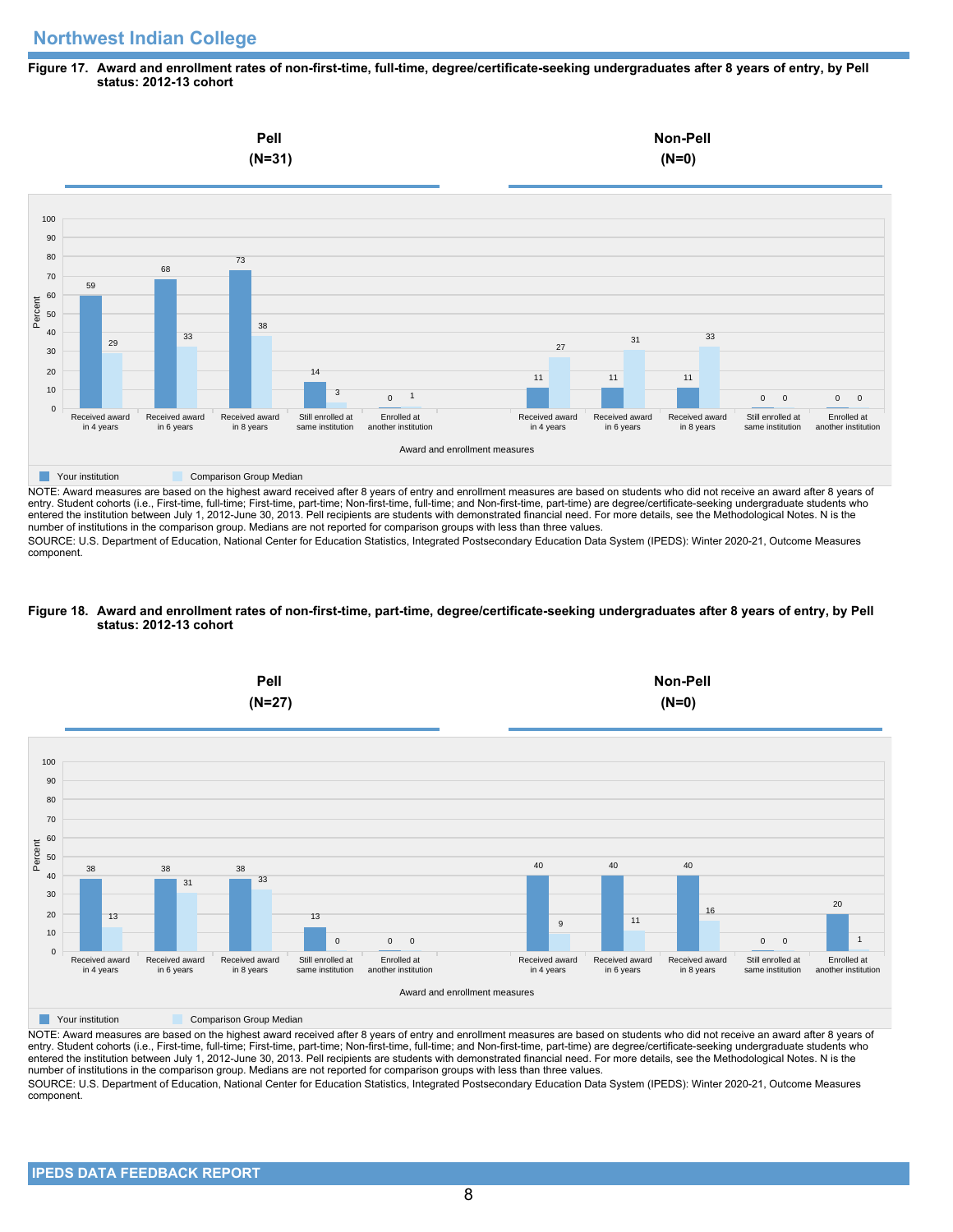## Northwest Indian College

**Figure 17. Award and enrollment rates of non-first-time, full-time, degree/certificate-seeking undergraduates after 8 years of entry, by Pell status: 2012-13 cohort**

| Award and enrollment measures | Pell (N=31) Your institution | Pell (N=31) Comparison Group Median | Non-Pell (N=0) Your institution | Non-Pell (N=0) Comparison Group Median |
|---|---|---|---|---|
| Received award in 4 years | 59 | 29 | 11 | 27 |
| Received award in 6 years | 68 | 33 | 11 | 31 |
| Received award in 8 years | 73 | 38 | 11 | 33 |
| Still enrolled at same institution | 14 | 3 | 0 | 0 |
| Enrolled at another institution | 0 | 1 | 0 | 0 |

NOTE: Award measures are based on the highest award received after 8 years of entry and enrollment measures are based on students who did not receive an award after 8 years of entry. Student cohorts (i.e., First-time, full-time; First-time, part-time; Non-first-time, full-time; and Non-first-time, part-time) are degree/certificate-seeking undergraduate students who entered the institution between July 1, 2012-June 30, 2013. Pell recipients are students with demonstrated financial need. For more details, see the Methodological Notes. N is the number of institutions in the comparison group. Medians are not reported for comparison groups with less than three values.

SOURCE: U.S. Department of Education, National Center for Education Statistics, Integrated Postsecondary Education Data System (IPEDS): Winter 2020-21, Outcome Measures component.

**Figure 18. Award and enrollment rates of non-first-time, part-time, degree/certificate-seeking undergraduates after 8 years of entry, by Pell status: 2012-13 cohort**

| Award and enrollment measures | Pell (N=27) Your institution | Pell (N=27) Comparison Group Median | Non-Pell (N=0) Your institution | Non-Pell (N=0) Comparison Group Median |
|---|---|---|---|---|
| Received award in 4 years | 38 | 13 | 40 | 9 |
| Received award in 6 years | 38 | 31 | 40 | 11 |
| Received award in 8 years | 38 | 33 | 40 | 16 |
| Still enrolled at same institution | 13 | 0 | 0 | 0 |
| Enrolled at another institution | 0 | 0 | 20 | 1 |

NOTE: Award measures are based on the highest award received after 8 years of entry and enrollment measures are based on students who did not receive an award after 8 years of entry. Student cohorts (i.e., First-time, full-time; First-time, part-time; Non-first-time, full-time; and Non-first-time, part-time) are degree/certificate-seeking undergraduate students who entered the institution between July 1, 2012-June 30, 2013. Pell recipients are students with demonstrated financial need. For more details, see the Methodological Notes. N is the number of institutions in the comparison group. Medians are not reported for comparison groups with less than three values.

SOURCE: U.S. Department of Education, National Center for Education Statistics, Integrated Postsecondary Education Data System (IPEDS): Winter 2020-21, Outcome Measures component.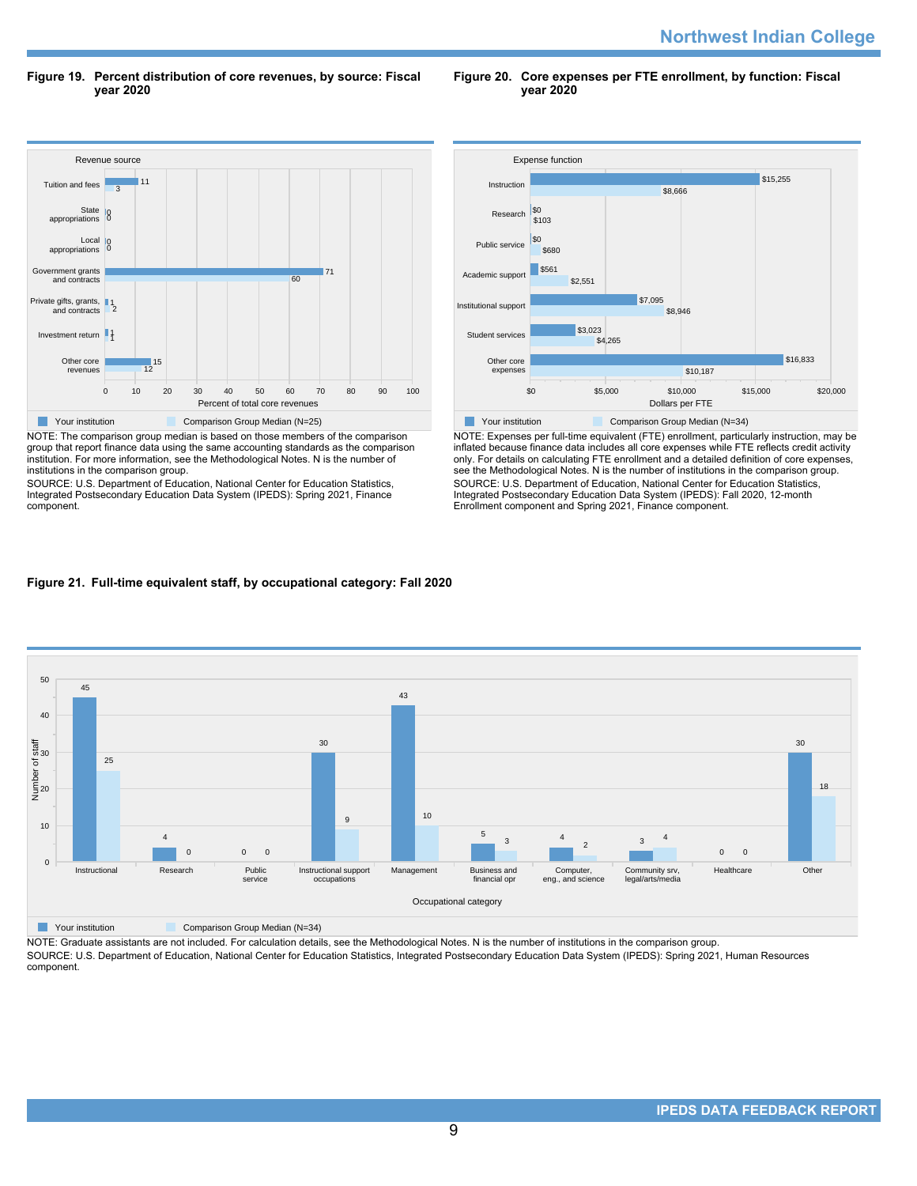## Figure 19. Percent distribution of core revenues, by source: Fiscal year 2020

| Revenue source | Your institution | Comparison Group Median (N=25) |
|---|---|---|
| Tuition and fees | 11 | 3 |
| State appropriations | 0 | 0 |
| Local appropriations | 0 | 0 |
| Government grants and contracts | 71 | 60 |
| Private gifts, grants, and contracts | 1 | 2 |
| Investment return | 1 | 1 |
| Other core revenues | 15 | 12 |

Percent of total core revenues

NOTE: The comparison group median is based on those members of the comparison group that report finance data using the same accounting standards as the comparison institution. For more information, see the Methodological Notes. N is the number of institutions in the comparison group.

SOURCE: U.S. Department of Education, National Center for Education Statistics, Integrated Postsecondary Education Data System (IPEDS): Spring 2021, Finance component.

## Figure 20. Core expenses per FTE enrollment, by function: Fiscal year 2020

| Expense function | Your institution | Comparison Group Median (N=34) |
|---|---|---|
| Instruction | $15,255 | $8,666 |
| Research | $0 | $103 |
| Public service | $0 | $680 |
| Academic support | $561 | $2,551 |
| Institutional support | $7,095 | $8,946 |
| Student services | $3,023 | $4,265 |
| Other core expenses | $16,833 | $10,187 |

Dollars per FTE

NOTE: Expenses per full-time equivalent (FTE) enrollment, particularly instruction, may be inflated because finance data includes all core expenses while FTE reflects credit activity only. For details on calculating FTE enrollment and a detailed definition of core expenses, see the Methodological Notes. N is the number of institutions in the comparison group.

SOURCE: U.S. Department of Education, National Center for Education Statistics, Integrated Postsecondary Education Data System (IPEDS): Fall 2020, 12-month Enrollment component and Spring 2021, Finance component.

## Figure 21. Full-time equivalent staff, by occupational category: Fall 2020

| Occupational category | Your institution | Comparison Group Median (N=34) |
|---|---|---|
| Instructional | 45 | 25 |
| Research | 4 | 0 |
| Public service | 0 | 0 |
| Instructional support occupations | 30 | 9 |
| Management | 43 | 10 |
| Business and financial opr | 5 | 3 |
| Computer, eng., and science | 4 | 2 |
| Community srv, legal/arts/media | 3 | 4 |
| Healthcare | 0 | 0 |
| Other | 30 | 18 |

Number of staff

NOTE: Graduate assistants are not included. For calculation details, see the Methodological Notes. N is the number of institutions in the comparison group.

SOURCE: U.S. Department of Education, National Center for Education Statistics, Integrated Postsecondary Education Data System (IPEDS): Spring 2021, Human Resources component.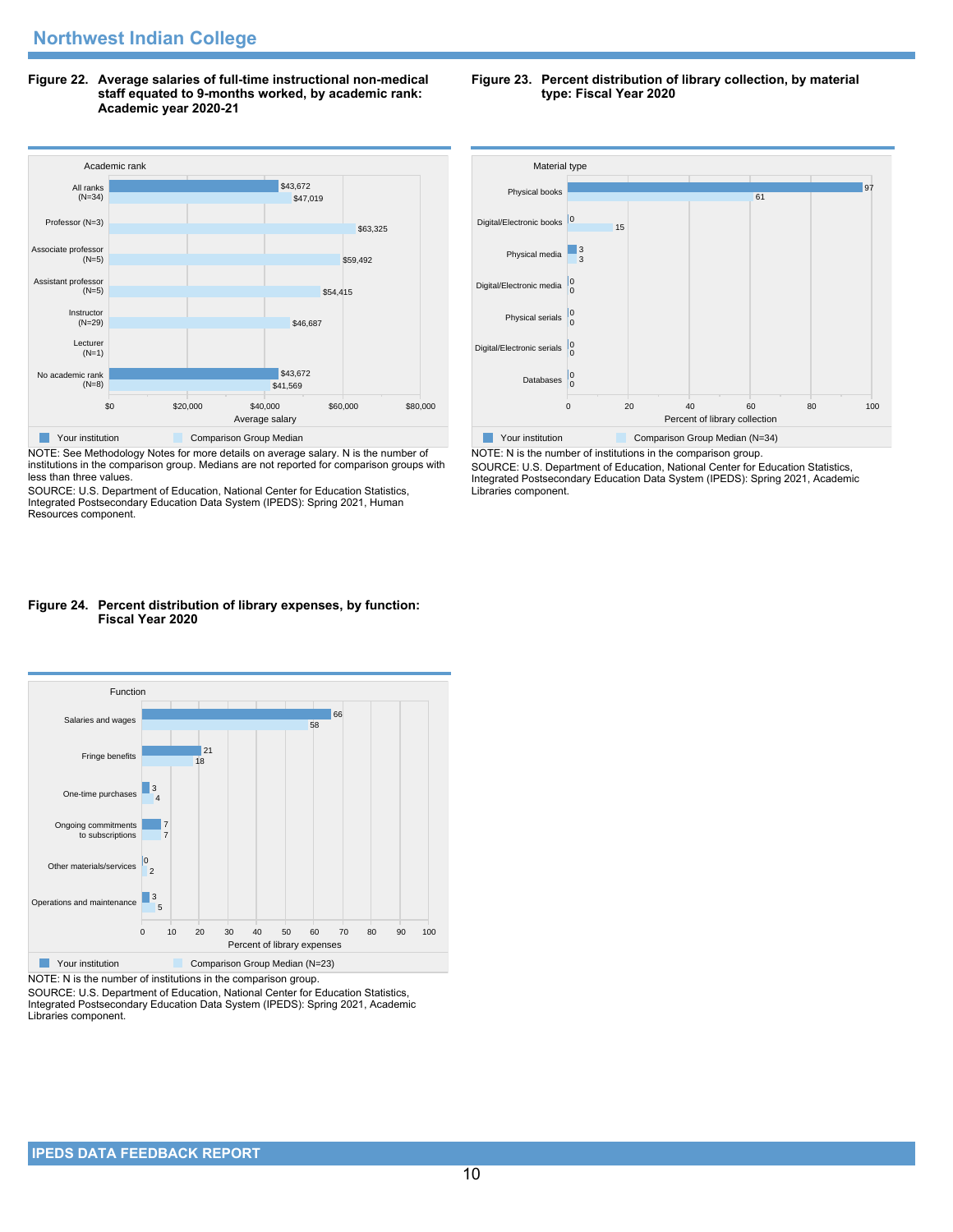## Northwest Indian College

**Figure 22. Average salaries of full-time instructional non-medical staff equated to 9-months worked, by academic rank: Academic year 2020-21**

| Academic rank | Your institution | Comparison Group Median |
|---|---|---|
| All ranks (N=34) | $43,672 | $47,019 |
| Professor (N=3) | | $63,325 |
| Associate professor (N=5) | | $59,492 |
| Assistant professor (N=5) | | $54,415 |
| Instructor (N=29) | | $46,687 |
| Lecturer (N=1) | | |
| No academic rank (N=8) | $43,672 | $41,569 |

NOTE: See Methodology Notes for more details on average salary. N is the number of institutions in the comparison group. Medians are not reported for comparison groups with less than three values.

SOURCE: U.S. Department of Education, National Center for Education Statistics, Integrated Postsecondary Education Data System (IPEDS): Spring 2021, Human Resources component.

**Figure 23. Percent distribution of library collection, by material type: Fiscal Year 2020**

| Material type | Your institution | Comparison Group Median (N=34) |
|---|---|---|
| Physical books | 97 | 61 |
| Digital/Electronic books | 0 | 15 |
| Physical media | 3 | 3 |
| Digital/Electronic media | 0 | 0 |
| Physical serials | 0 | 0 |
| Digital/Electronic serials | 0 | 0 |
| Databases | 0 | 0 |

NOTE: N is the number of institutions in the comparison group.

SOURCE: U.S. Department of Education, National Center for Education Statistics, Integrated Postsecondary Education Data System (IPEDS): Spring 2021, Academic Libraries component.

**Figure 24. Percent distribution of library expenses, by function: Fiscal Year 2020**

| Function | Your institution | Comparison Group Median (N=23) |
|---|---|---|
| Salaries and wages | 66 | 58 |
| Fringe benefits | 21 | 18 |
| One-time purchases | 3 | 4 |
| Ongoing commitments to subscriptions | 7 | 7 |
| Other materials/services | 0 | 2 |
| Operations and maintenance | 3 | 5 |

NOTE: N is the number of institutions in the comparison group.

SOURCE: U.S. Department of Education, National Center for Education Statistics, Integrated Postsecondary Education Data System (IPEDS): Spring 2021, Academic Libraries component.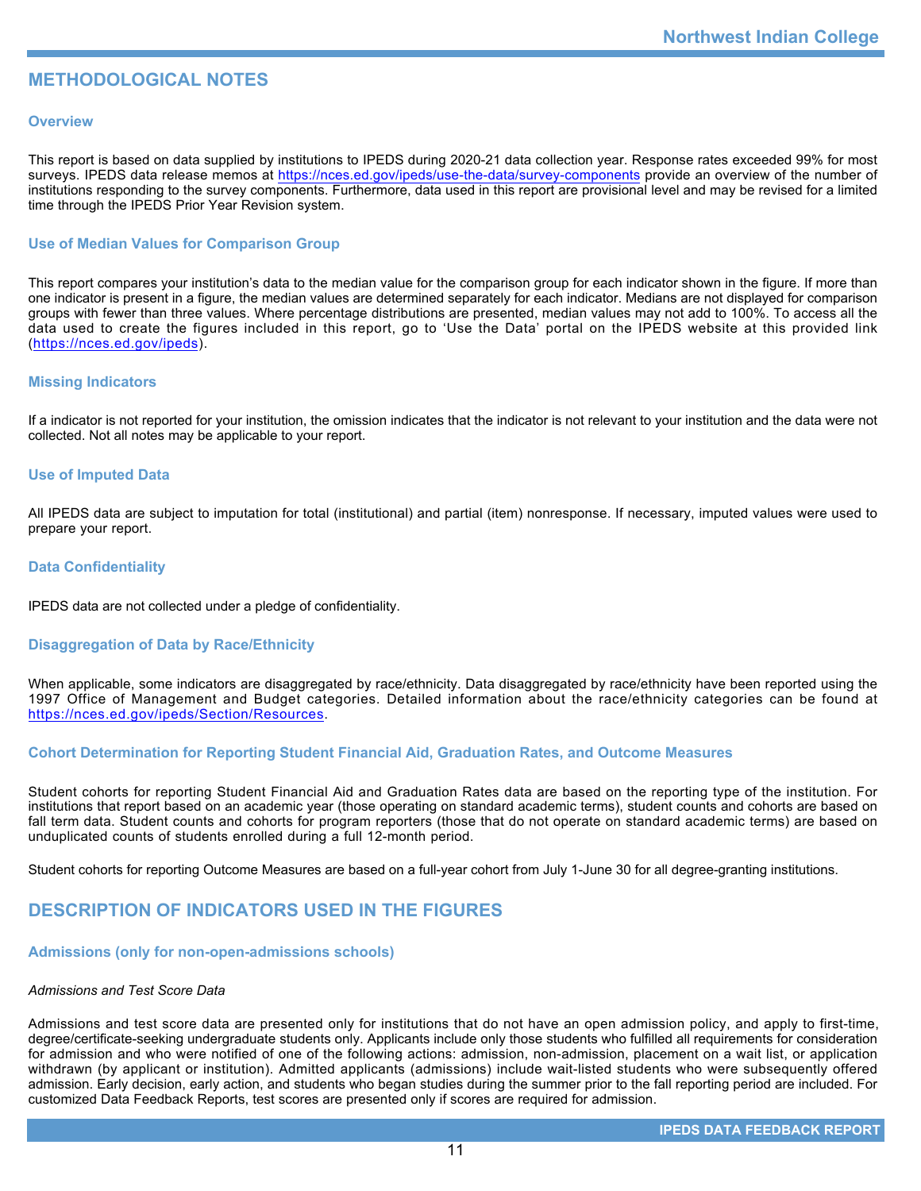## METHODOLOGICAL NOTES

### Overview

This report is based on data supplied by institutions to IPEDS during 2020-21 data collection year. Response rates exceeded 99% for most surveys. IPEDS data release memos at https://nces.ed.gov/ipeds/use-the-data/survey-components provide an overview of the number of institutions responding to the survey components. Furthermore, data used in this report are provisional level and may be revised for a limited time through the IPEDS Prior Year Revision system.

### Use of Median Values for Comparison Group

This report compares your institution's data to the median value for the comparison group for each indicator shown in the figure. If more than one indicator is present in a figure, the median values are determined separately for each indicator. Medians are not displayed for comparison groups with fewer than three values. Where percentage distributions are presented, median values may not add to 100%. To access all the data used to create the figures included in this report, go to 'Use the Data' portal on the IPEDS website at this provided link (https://nces.ed.gov/ipeds).

### Missing Indicators

If a indicator is not reported for your institution, the omission indicates that the indicator is not relevant to your institution and the data were not collected. Not all notes may be applicable to your report.

### Use of Imputed Data

All IPEDS data are subject to imputation for total (institutional) and partial (item) nonresponse. If necessary, imputed values were used to prepare your report.

### Data Confidentiality

IPEDS data are not collected under a pledge of confidentiality.

### Disaggregation of Data by Race/Ethnicity

When applicable, some indicators are disaggregated by race/ethnicity. Data disaggregated by race/ethnicity have been reported using the 1997 Office of Management and Budget categories. Detailed information about the race/ethnicity categories can be found at https://nces.ed.gov/ipeds/Section/Resources.

### Cohort Determination for Reporting Student Financial Aid, Graduation Rates, and Outcome Measures

Student cohorts for reporting Student Financial Aid and Graduation Rates data are based on the reporting type of the institution. For institutions that report based on an academic year (those operating on standard academic terms), student counts and cohorts are based on fall term data. Student counts and cohorts for program reporters (those that do not operate on standard academic terms) are based on unduplicated counts of students enrolled during a full 12-month period.

Student cohorts for reporting Outcome Measures are based on a full-year cohort from July 1-June 30 for all degree-granting institutions.

## DESCRIPTION OF INDICATORS USED IN THE FIGURES

### Admissions (only for non-open-admissions schools)

*Admissions and Test Score Data*

Admissions and test score data are presented only for institutions that do not have an open admission policy, and apply to first-time, degree/certificate-seeking undergraduate students only. Applicants include only those students who fulfilled all requirements for consideration for admission and who were notified of one of the following actions: admission, non-admission, placement on a wait list, or application withdrawn (by applicant or institution). Admitted applicants (admissions) include wait-listed students who were subsequently offered admission. Early decision, early action, and students who began studies during the summer prior to the fall reporting period are included. For customized Data Feedback Reports, test scores are presented only if scores are required for admission.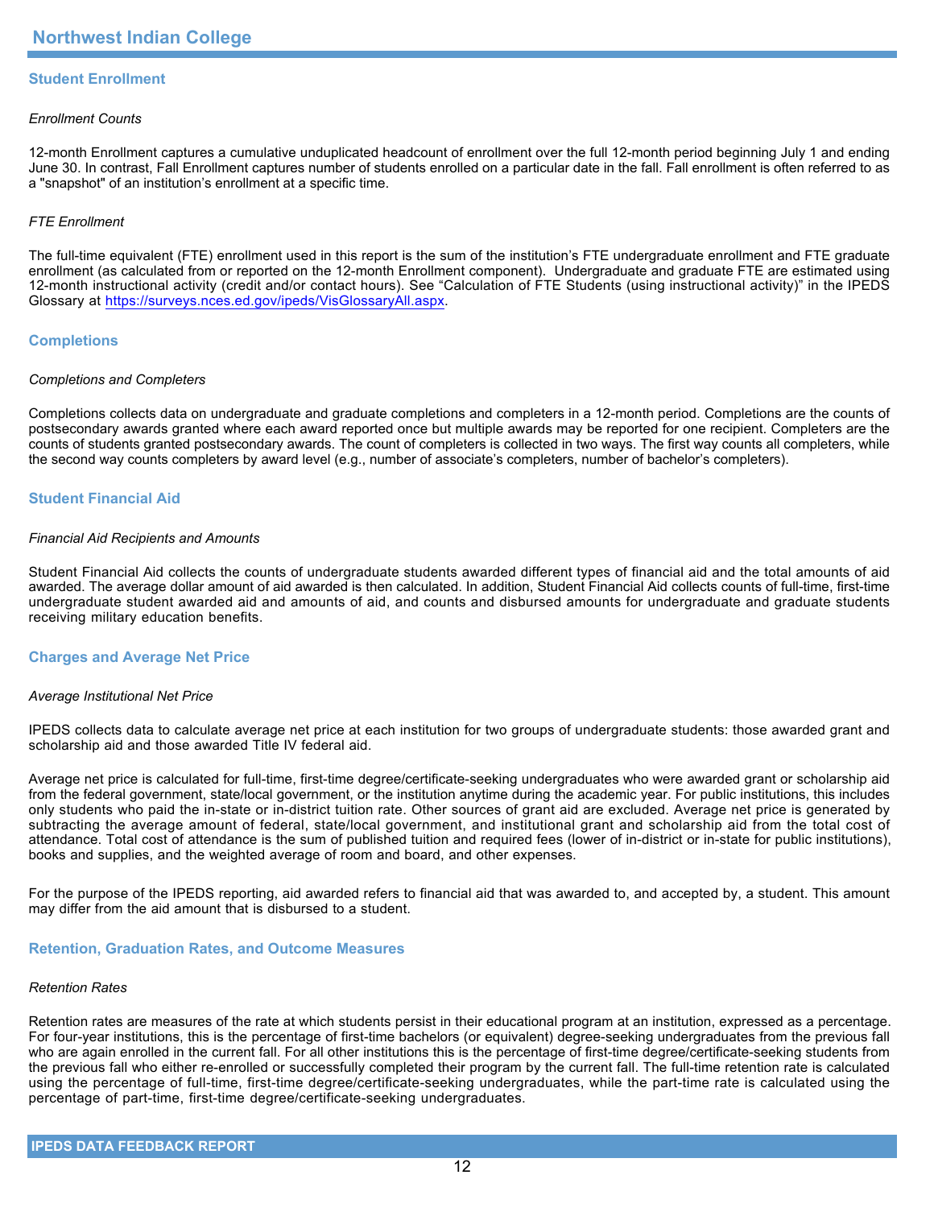## Student Enrollment

*Enrollment Counts*

12-month Enrollment captures a cumulative unduplicated headcount of enrollment over the full 12-month period beginning July 1 and ending June 30. In contrast, Fall Enrollment captures number of students enrolled on a particular date in the fall. Fall enrollment is often referred to as a "snapshot" of an institution's enrollment at a specific time.

*FTE Enrollment*

The full-time equivalent (FTE) enrollment used in this report is the sum of the institution's FTE undergraduate enrollment and FTE graduate enrollment (as calculated from or reported on the 12-month Enrollment component). Undergraduate and graduate FTE are estimated using 12-month instructional activity (credit and/or contact hours). See "Calculation of FTE Students (using instructional activity)" in the IPEDS Glossary at https://surveys.nces.ed.gov/ipeds/VisGlossaryAll.aspx.

## Completions

*Completions and Completers*

Completions collects data on undergraduate and graduate completions and completers in a 12-month period. Completions are the counts of postsecondary awards granted where each award reported once but multiple awards may be reported for one recipient. Completers are the counts of students granted postsecondary awards. The count of completers is collected in two ways. The first way counts all completers, while the second way counts completers by award level (e.g., number of associate's completers, number of bachelor's completers).

## Student Financial Aid

*Financial Aid Recipients and Amounts*

Student Financial Aid collects the counts of undergraduate students awarded different types of financial aid and the total amounts of aid awarded. The average dollar amount of aid awarded is then calculated. In addition, Student Financial Aid collects counts of full-time, first-time undergraduate student awarded aid and amounts of aid, and counts and disbursed amounts for undergraduate and graduate students receiving military education benefits.

## Charges and Average Net Price

*Average Institutional Net Price*

IPEDS collects data to calculate average net price at each institution for two groups of undergraduate students: those awarded grant and scholarship aid and those awarded Title IV federal aid.

Average net price is calculated for full-time, first-time degree/certificate-seeking undergraduates who were awarded grant or scholarship aid from the federal government, state/local government, or the institution anytime during the academic year. For public institutions, this includes only students who paid the in-state or in-district tuition rate. Other sources of grant aid are excluded. Average net price is generated by subtracting the average amount of federal, state/local government, and institutional grant and scholarship aid from the total cost of attendance. Total cost of attendance is the sum of published tuition and required fees (lower of in-district or in-state for public institutions), books and supplies, and the weighted average of room and board, and other expenses.

For the purpose of the IPEDS reporting, aid awarded refers to financial aid that was awarded to, and accepted by, a student. This amount may differ from the aid amount that is disbursed to a student.

## Retention, Graduation Rates, and Outcome Measures

*Retention Rates*

Retention rates are measures of the rate at which students persist in their educational program at an institution, expressed as a percentage. For four-year institutions, this is the percentage of first-time bachelors (or equivalent) degree-seeking undergraduates from the previous fall who are again enrolled in the current fall. For all other institutions this is the percentage of first-time degree/certificate-seeking students from the previous fall who either re-enrolled or successfully completed their program by the current fall. The full-time retention rate is calculated using the percentage of full-time, first-time degree/certificate-seeking undergraduates, while the part-time rate is calculated using the percentage of part-time, first-time degree/certificate-seeking undergraduates.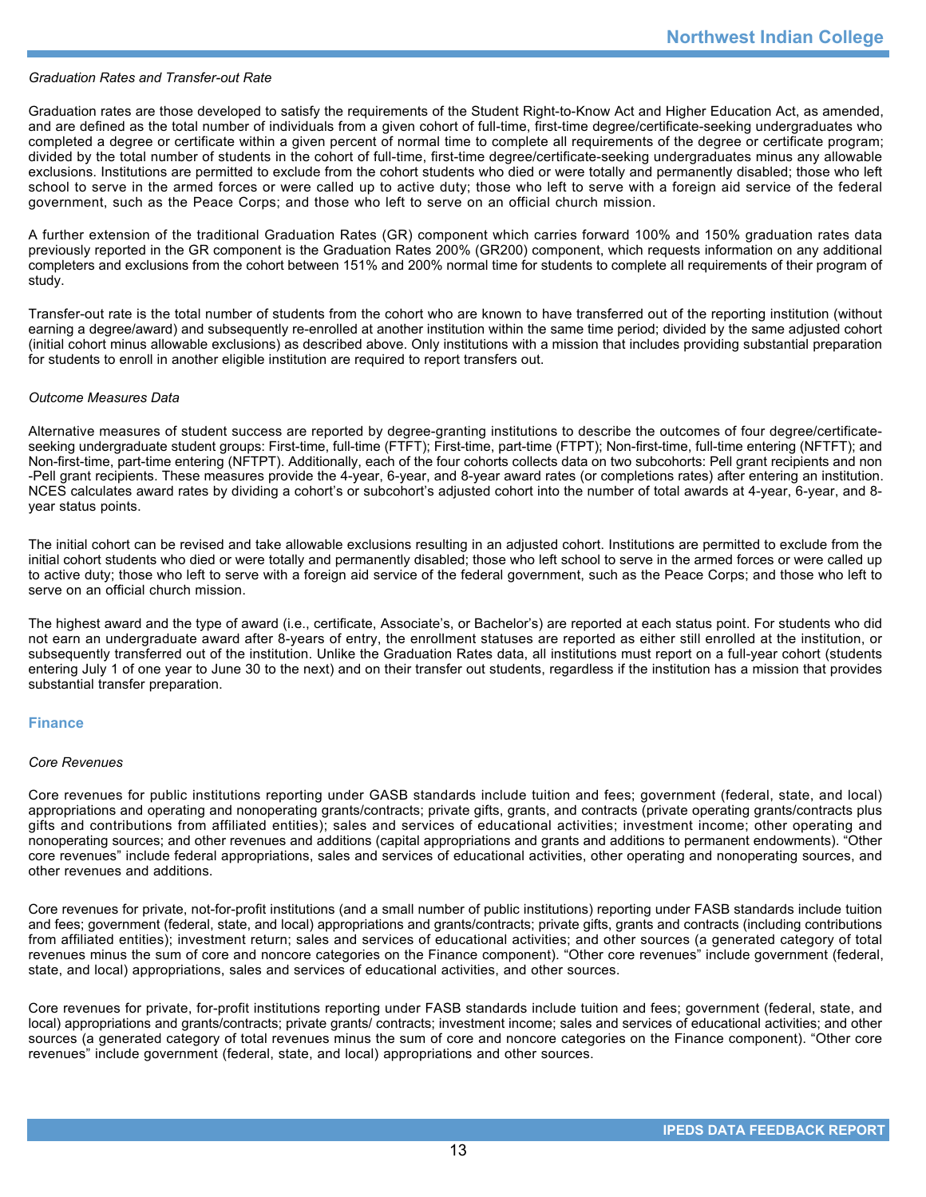*Graduation Rates and Transfer-out Rate*

Graduation rates are those developed to satisfy the requirements of the Student Right-to-Know Act and Higher Education Act, as amended, and are defined as the total number of individuals from a given cohort of full-time, first-time degree/certificate-seeking undergraduates who completed a degree or certificate within a given percent of normal time to complete all requirements of the degree or certificate program; divided by the total number of students in the cohort of full-time, first-time degree/certificate-seeking undergraduates minus any allowable exclusions. Institutions are permitted to exclude from the cohort students who died or were totally and permanently disabled; those who left school to serve in the armed forces or were called up to active duty; those who left to serve with a foreign aid service of the federal government, such as the Peace Corps; and those who left to serve on an official church mission.

A further extension of the traditional Graduation Rates (GR) component which carries forward 100% and 150% graduation rates data previously reported in the GR component is the Graduation Rates 200% (GR200) component, which requests information on any additional completers and exclusions from the cohort between 151% and 200% normal time for students to complete all requirements of their program of study.

Transfer-out rate is the total number of students from the cohort who are known to have transferred out of the reporting institution (without earning a degree/award) and subsequently re-enrolled at another institution within the same time period; divided by the same adjusted cohort (initial cohort minus allowable exclusions) as described above. Only institutions with a mission that includes providing substantial preparation for students to enroll in another eligible institution are required to report transfers out.

*Outcome Measures Data*

Alternative measures of student success are reported by degree-granting institutions to describe the outcomes of four degree/certificate-seeking undergraduate student groups: First-time, full-time (FTFT); First-time, part-time (FTPT); Non-first-time, full-time entering (NFTFT); and Non-first-time, part-time entering (NFTPT). Additionally, each of the four cohorts collects data on two subcohorts: Pell grant recipients and non-Pell grant recipients. These measures provide the 4-year, 6-year, and 8-year award rates (or completions rates) after entering an institution. NCES calculates award rates by dividing a cohort's or subcohort's adjusted cohort into the number of total awards at 4-year, 6-year, and 8-year status points.

The initial cohort can be revised and take allowable exclusions resulting in an adjusted cohort. Institutions are permitted to exclude from the initial cohort students who died or were totally and permanently disabled; those who left school to serve in the armed forces or were called up to active duty; those who left to serve with a foreign aid service of the federal government, such as the Peace Corps; and those who left to serve on an official church mission.

The highest award and the type of award (i.e., certificate, Associate's, or Bachelor's) are reported at each status point. For students who did not earn an undergraduate award after 8-years of entry, the enrollment statuses are reported as either still enrolled at the institution, or subsequently transferred out of the institution. Unlike the Graduation Rates data, all institutions must report on a full-year cohort (students entering July 1 of one year to June 30 to the next) and on their transfer out students, regardless if the institution has a mission that provides substantial transfer preparation.

## Finance

*Core Revenues*

Core revenues for public institutions reporting under GASB standards include tuition and fees; government (federal, state, and local) appropriations and operating and nonoperating grants/contracts; private gifts, grants, and contracts (private operating grants/contracts plus gifts and contributions from affiliated entities); sales and services of educational activities; investment income; other operating and nonoperating sources; and other revenues and additions (capital appropriations and grants and additions to permanent endowments). "Other core revenues" include federal appropriations, sales and services of educational activities, other operating and nonoperating sources, and other revenues and additions.

Core revenues for private, not-for-profit institutions (and a small number of public institutions) reporting under FASB standards include tuition and fees; government (federal, state, and local) appropriations and grants/contracts; private gifts, grants and contracts (including contributions from affiliated entities); investment return; sales and services of educational activities; and other sources (a generated category of total revenues minus the sum of core and noncore categories on the Finance component). "Other core revenues" include government (federal, state, and local) appropriations, sales and services of educational activities, and other sources.

Core revenues for private, for-profit institutions reporting under FASB standards include tuition and fees; government (federal, state, and local) appropriations and grants/contracts; private grants/ contracts; investment income; sales and services of educational activities; and other sources (a generated category of total revenues minus the sum of core and noncore categories on the Finance component). "Other core revenues" include government (federal, state, and local) appropriations and other sources.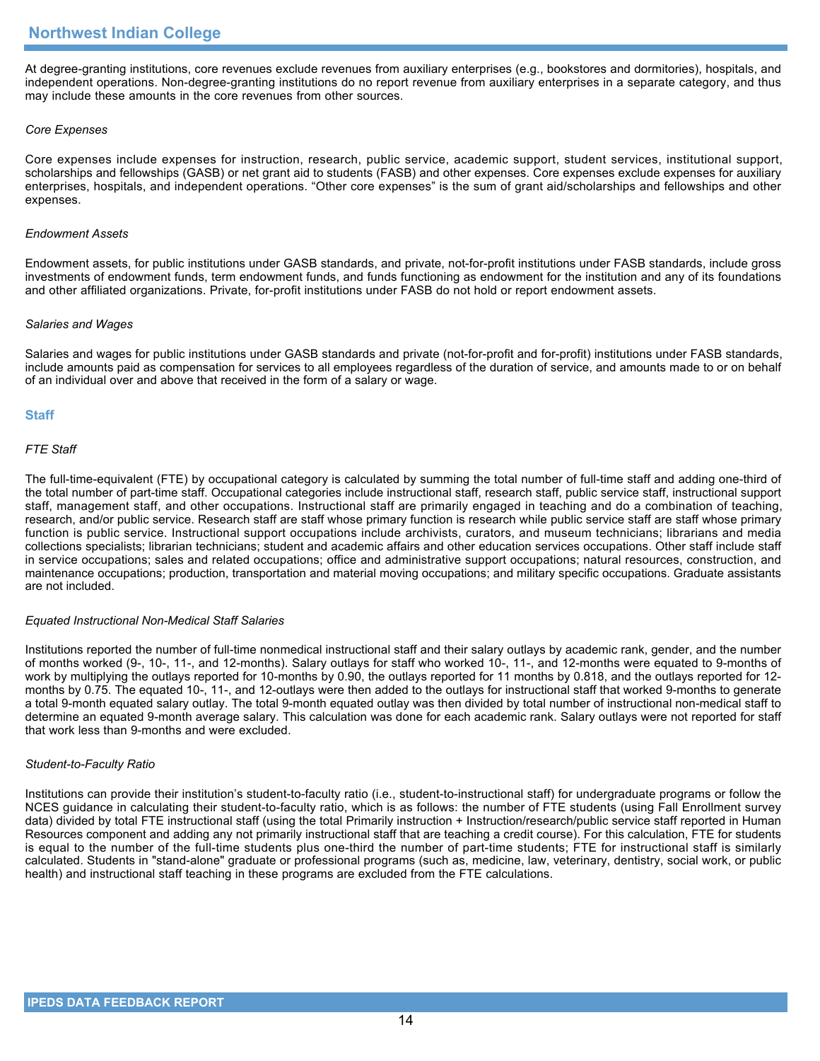At degree-granting institutions, core revenues exclude revenues from auxiliary enterprises (e.g., bookstores and dormitories), hospitals, and independent operations. Non-degree-granting institutions do no report revenue from auxiliary enterprises in a separate category, and thus may include these amounts in the core revenues from other sources.

*Core Expenses*

Core expenses include expenses for instruction, research, public service, academic support, student services, institutional support, scholarships and fellowships (GASB) or net grant aid to students (FASB) and other expenses. Core expenses exclude expenses for auxiliary enterprises, hospitals, and independent operations. "Other core expenses" is the sum of grant aid/scholarships and fellowships and other expenses.

*Endowment Assets*

Endowment assets, for public institutions under GASB standards, and private, not-for-profit institutions under FASB standards, include gross investments of endowment funds, term endowment funds, and funds functioning as endowment for the institution and any of its foundations and other affiliated organizations. Private, for-profit institutions under FASB do not hold or report endowment assets.

*Salaries and Wages*

Salaries and wages for public institutions under GASB standards and private (not-for-profit and for-profit) institutions under FASB standards, include amounts paid as compensation for services to all employees regardless of the duration of service, and amounts made to or on behalf of an individual over and above that received in the form of a salary or wage.

## Staff

*FTE Staff*

The full-time-equivalent (FTE) by occupational category is calculated by summing the total number of full-time staff and adding one-third of the total number of part-time staff. Occupational categories include instructional staff, research staff, public service staff, instructional support staff, management staff, and other occupations. Instructional staff are primarily engaged in teaching and do a combination of teaching, research, and/or public service. Research staff are staff whose primary function is research while public service staff are staff whose primary function is public service. Instructional support occupations include archivists, curators, and museum technicians; librarians and media collections specialists; librarian technicians; student and academic affairs and other education services occupations. Other staff include staff in service occupations; sales and related occupations; office and administrative support occupations; natural resources, construction, and maintenance occupations; production, transportation and material moving occupations; and military specific occupations. Graduate assistants are not included.

*Equated Instructional Non-Medical Staff Salaries*

Institutions reported the number of full-time nonmedical instructional staff and their salary outlays by academic rank, gender, and the number of months worked (9-, 10-, 11-, and 12-months). Salary outlays for staff who worked 10-, 11-, and 12-months were equated to 9-months of work by multiplying the outlays reported for 10-months by 0.90, the outlays reported for 11 months by 0.818, and the outlays reported for 12-months by 0.75. The equated 10-, 11-, and 12-outlays were then added to the outlays for instructional staff that worked 9-months to generate a total 9-month equated salary outlay. The total 9-month equated outlay was then divided by total number of instructional non-medical staff to determine an equated 9-month average salary. This calculation was done for each academic rank. Salary outlays were not reported for staff that work less than 9-months and were excluded.

*Student-to-Faculty Ratio*

Institutions can provide their institution's student-to-faculty ratio (i.e., student-to-instructional staff) for undergraduate programs or follow the NCES guidance in calculating their student-to-faculty ratio, which is as follows: the number of FTE students (using Fall Enrollment survey data) divided by total FTE instructional staff (using the total Primarily instruction + Instruction/research/public service staff reported in Human Resources component and adding any not primarily instructional staff that are teaching a credit course). For this calculation, FTE for students is equal to the number of the full-time students plus one-third the number of part-time students; FTE for instructional staff is similarly calculated. Students in "stand-alone" graduate or professional programs (such as, medicine, law, veterinary, dentistry, social work, or public health) and instructional staff teaching in these programs are excluded from the FTE calculations.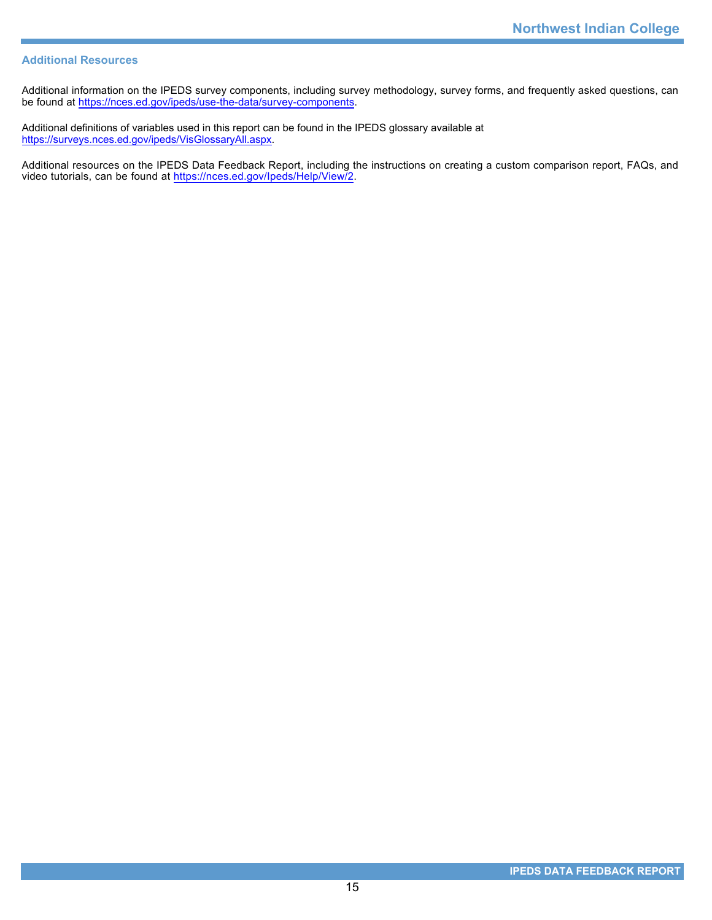## Additional Resources

Additional information on the IPEDS survey components, including survey methodology, survey forms, and frequently asked questions, can be found at https://nces.ed.gov/ipeds/use-the-data/survey-components.

Additional definitions of variables used in this report can be found in the IPEDS glossary available at https://surveys.nces.ed.gov/ipeds/VisGlossaryAll.aspx.

Additional resources on the IPEDS Data Feedback Report, including the instructions on creating a custom comparison report, FAQs, and video tutorials, can be found at https://nces.ed.gov/Ipeds/Help/View/2.